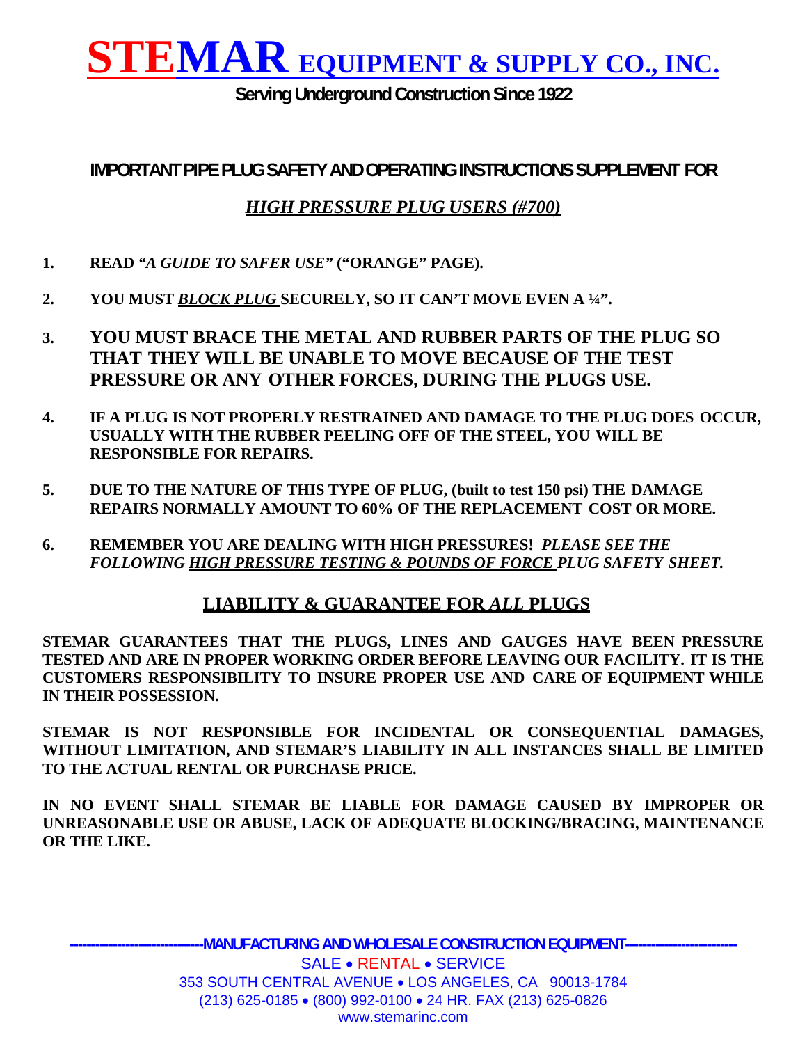# STEMAR EQUIPMENT & SUPPLY CO., INC.

**Serving Underground Construction Since 1922**

## IMPORTANT PIPE PLUG SAFETY AND OPERATING INSTRUCTIONS SUPPLEMENT FOR

## *HIGH PRESSURE PLUG USERS (#700)*

1. **READ *"A GUIDE TO SAFER USE"* ("ORANGE" PAGE).**
2. **YOU MUST *BLOCK PLUG* SECURELY, SO IT CAN'T MOVE EVEN A ¼".**
3. **YOU MUST BRACE THE METAL AND RUBBER PARTS OF THE PLUG SO THAT THEY WILL BE UNABLE TO MOVE BECAUSE OF THE TEST PRESSURE OR ANY OTHER FORCES, DURING THE PLUGS USE.**
4. **IF A PLUG IS NOT PROPERLY RESTRAINED AND DAMAGE TO THE PLUG DOES OCCUR, USUALLY WITH THE RUBBER PEELING OFF OF THE STEEL, YOU WILL BE RESPONSIBLE FOR REPAIRS.**
5. **DUE TO THE NATURE OF THIS TYPE OF PLUG, (built to test 150 psi) THE DAMAGE REPAIRS NORMALLY AMOUNT TO 60% OF THE REPLACEMENT COST OR MORE.**
6. **REMEMBER YOU ARE DEALING WITH HIGH PRESSURES!** ***PLEASE SEE THE FOLLOWING HIGH PRESSURE TESTING & POUNDS OF FORCE PLUG SAFETY SHEET.***

## LIABILITY & GUARANTEE FOR *ALL* PLUGS

**STEMAR GUARANTEES THAT THE PLUGS, LINES AND GAUGES HAVE BEEN PRESSURE TESTED AND ARE IN PROPER WORKING ORDER BEFORE LEAVING OUR FACILITY. IT IS THE CUSTOMERS RESPONSIBILITY TO INSURE PROPER USE AND CARE OF EQUIPMENT WHILE IN THEIR POSSESSION.**

**STEMAR IS NOT RESPONSIBLE FOR INCIDENTAL OR CONSEQUENTIAL DAMAGES, WITHOUT LIMITATION, AND STEMAR'S LIABILITY IN ALL INSTANCES SHALL BE LIMITED TO THE ACTUAL RENTAL OR PURCHASE PRICE.**

**IN NO EVENT SHALL STEMAR BE LIABLE FOR DAMAGE CAUSED BY IMPROPER OR UNREASONABLE USE OR ABUSE, LACK OF ADEQUATE BLOCKING/BRACING, MAINTENANCE OR THE LIKE.**

---

**MANUFACTURING AND WHOLESALE CONSTRUCTION EQUIPMENT**

SALE • RENTAL • SERVICE

353 SOUTH CENTRAL AVENUE • LOS ANGELES, CA 90013-1784

(213) 625-0185 • (800) 992-0100 • 24 HR. FAX (213) 625-0826

www.stemarinc.com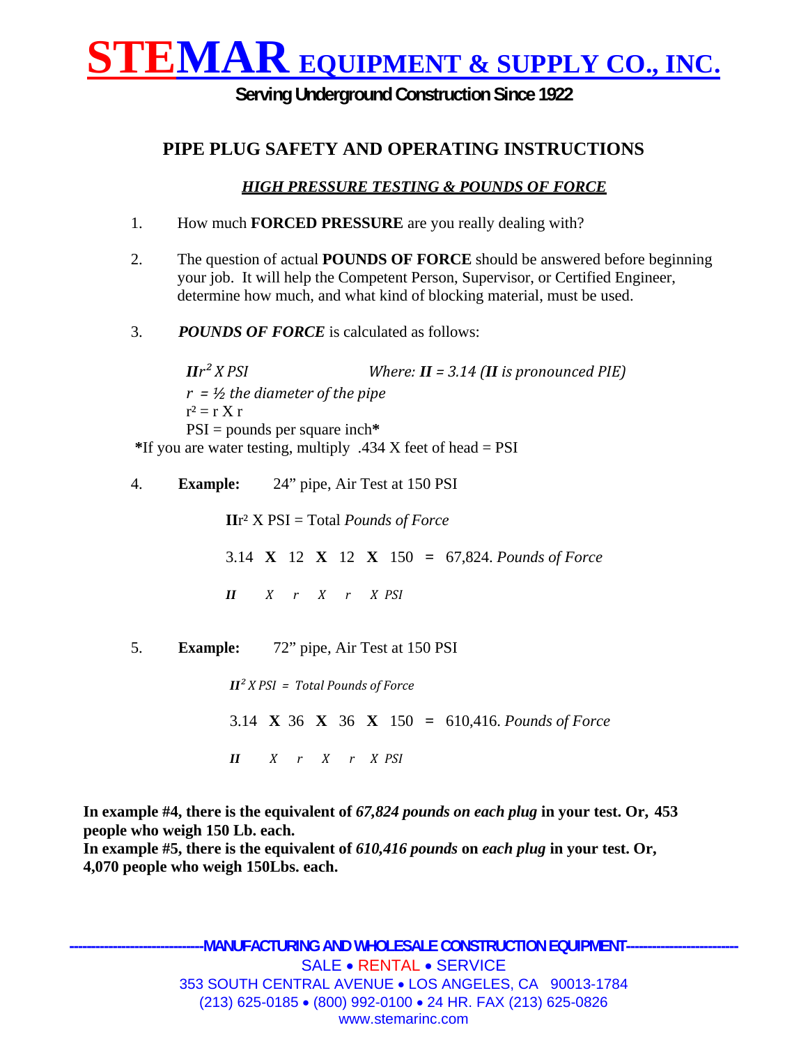# STEMAR EQUIPMENT & SUPPLY CO., INC.

**Serving Underground Construction Since 1922**

## PIPE PLUG SAFETY AND OPERATING INSTRUCTIONS

### *HIGH PRESSURE TESTING & POUNDS OF FORCE*

1. How much **FORCED PRESSURE** are you really dealing with?

2. The question of actual **POUNDS OF FORCE** should be answered before beginning your job. It will help the Competent Person, Supervisor, or Certified Engineer, determine how much, and what kind of blocking material, must be used.

3. ***POUNDS OF FORCE*** is calculated as follows:

   ***II**r² X PSI* *Where: **II** = 3.14 (**II** is pronounced PIE)*
   *r = ½ the diameter of the pipe*
   $r^2$ = r X r
   PSI = pounds per square inch**\***

   **\***If you are water testing, multiply .434 X feet of head = PSI

4. **Example:** 24" pipe, Air Test at 150 PSI

   **II**r² X PSI = Total *Pounds of Force*

   3.14 **X** 12 **X** 12 **X** 150 **=** 67,824. *Pounds of Force*

   ***II*** *X r X r X PSI*

5. **Example:** 72" pipe, Air Test at 150 PSI

   ***II**² X PSI = Total Pounds of Force*

   3.14 **X** 36 **X** 36 **X** 150 **=** 610,416. *Pounds of Force*

   ***II*** *X r X r X PSI*

**In example #4, there is the equivalent of *67,824 pounds on each plug* in your test. Or, 453 people who weigh 150 Lb. each.**
**In example #5, there is the equivalent of *610,416 pounds* on *each plug* in your test. Or, 4,070 people who weigh 150Lbs. each.**

---MANUFACTURING AND WHOLESALE CONSTRUCTION EQUIPMENT---

SALE • RENTAL • SERVICE
353 SOUTH CENTRAL AVENUE • LOS ANGELES, CA 90013-1784
(213) 625-0185 • (800) 992-0100 • 24 HR. FAX (213) 625-0826
www.stemarinc.com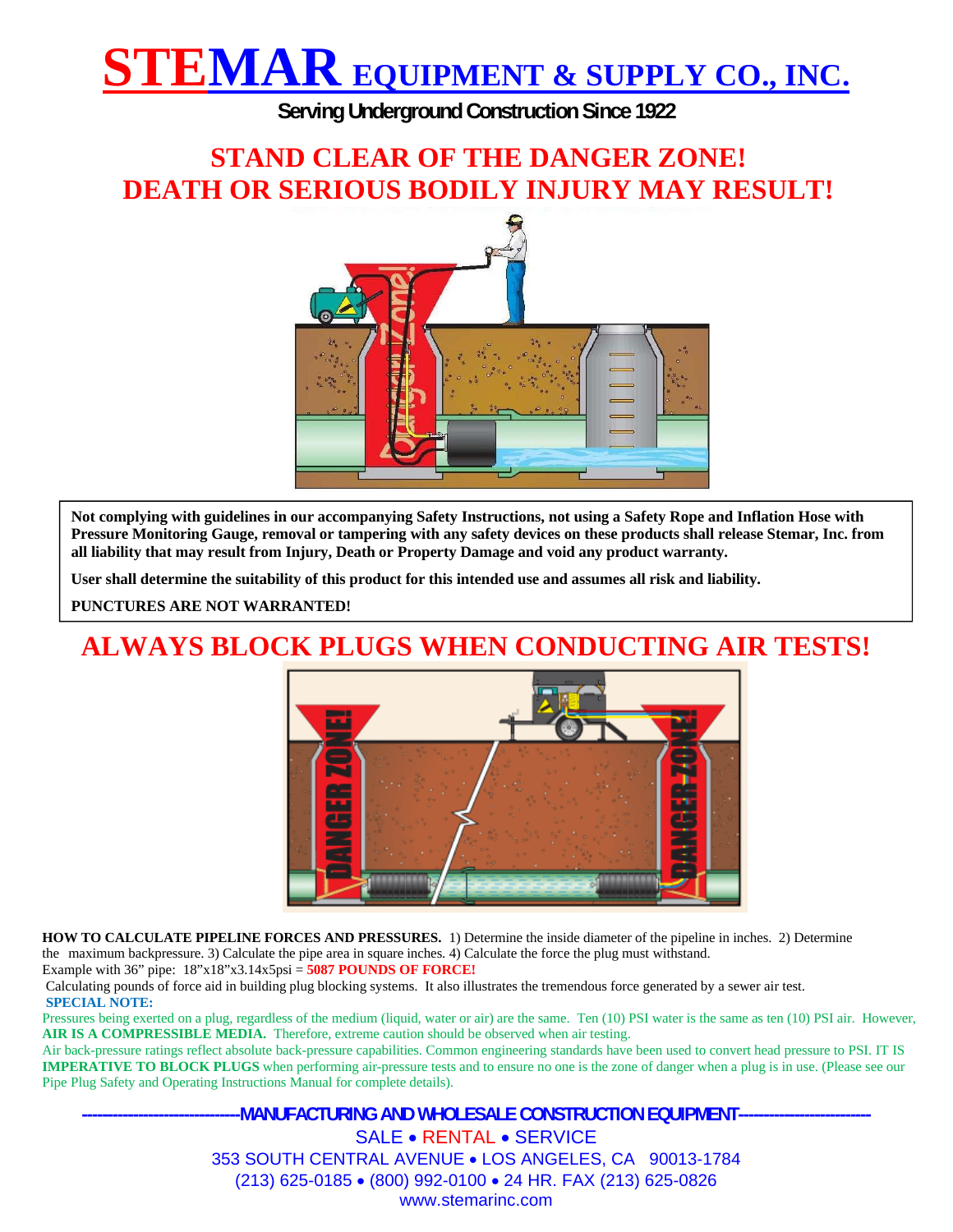# STEMAR EQUIPMENT & SUPPLY CO., INC.

**Serving Underground Construction Since 1922**

## STAND CLEAR OF THE DANGER ZONE!
## DEATH OR SERIOUS BODILY INJURY MAY RESULT!

**Not complying with guidelines in our accompanying Safety Instructions, not using a Safety Rope and Inflation Hose with Pressure Monitoring Gauge, removal or tampering with any safety devices on these products shall release Stemar, Inc. from all liability that may result from Injury, Death or Property Damage and void any product warranty.**

**User shall determine the suitability of this product for this intended use and assumes all risk and liability.**

**PUNCTURES ARE NOT WARRANTED!**

## ALWAYS BLOCK PLUGS WHEN CONDUCTING AIR TESTS!

**HOW TO CALCULATE PIPELINE FORCES AND PRESSURES.** 1) Determine the inside diameter of the pipeline in inches. 2) Determine the maximum backpressure. 3) Calculate the pipe area in square inches. 4) Calculate the force the plug must withstand.
Example with 36" pipe: 18"x18"x3.14x5psi = **5087 POUNDS OF FORCE!**
Calculating pounds of force aid in building plug blocking systems. It also illustrates the tremendous force generated by a sewer air test.

**SPECIAL NOTE:**
Pressures being exerted on a plug, regardless of the medium (liquid, water or air) are the same. Ten (10) PSI water is the same as ten (10) PSI air. However, **AIR IS A COMPRESSIBLE MEDIA.** Therefore, extreme caution should be observed when air testing.
Air back-pressure ratings reflect absolute back-pressure capabilities. Common engineering standards have been used to convert head pressure to PSI. IT IS **IMPERATIVE TO BLOCK PLUGS** when performing air-pressure tests and to ensure no one is the zone of danger when a plug is in use. (Please see our Pipe Plug Safety and Operating Instructions Manual for complete details).

**---MANUFACTURING AND WHOLESALE CONSTRUCTION EQUIPMENT---**

SALE • RENTAL • SERVICE
353 SOUTH CENTRAL AVENUE • LOS ANGELES, CA 90013-1784
(213) 625-0185 • (800) 992-0100 • 24 HR. FAX (213) 625-0826
www.stemarinc.com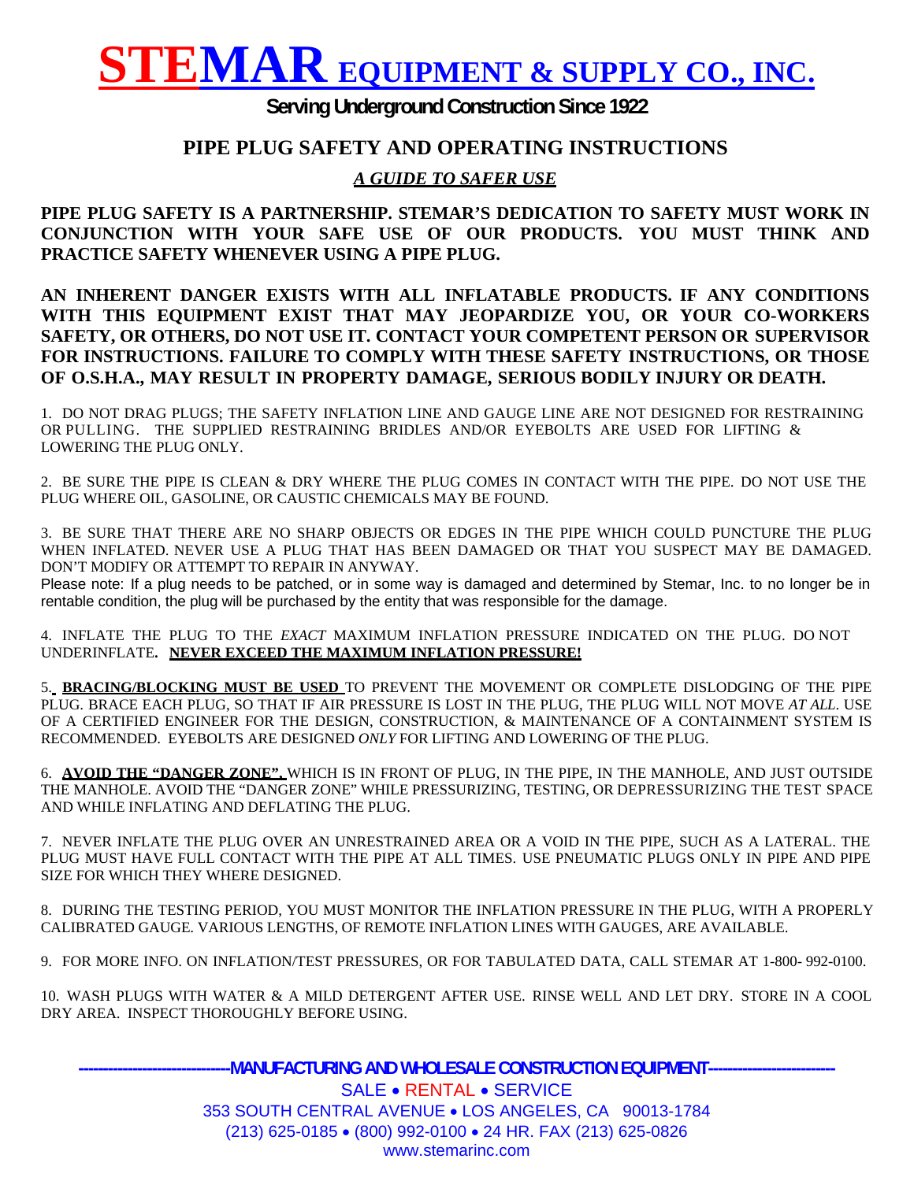# STEMAR EQUIPMENT & SUPPLY CO., INC.

**Serving Underground Construction Since 1922**

## PIPE PLUG SAFETY AND OPERATING INSTRUCTIONS

***A GUIDE TO SAFER USE***

**PIPE PLUG SAFETY IS A PARTNERSHIP. STEMAR'S DEDICATION TO SAFETY MUST WORK IN CONJUNCTION WITH YOUR SAFE USE OF OUR PRODUCTS. YOU MUST THINK AND PRACTICE SAFETY WHENEVER USING A PIPE PLUG.**

**AN INHERENT DANGER EXISTS WITH ALL INFLATABLE PRODUCTS. IF ANY CONDITIONS WITH THIS EQUIPMENT EXIST THAT MAY JEOPARDIZE YOU, OR YOUR CO-WORKERS SAFETY, OR OTHERS, DO NOT USE IT. CONTACT YOUR COMPETENT PERSON OR SUPERVISOR FOR INSTRUCTIONS. FAILURE TO COMPLY WITH THESE SAFETY INSTRUCTIONS, OR THOSE OF O.S.H.A., MAY RESULT IN PROPERTY DAMAGE, SERIOUS BODILY INJURY OR DEATH.**

1. DO NOT DRAG PLUGS; THE SAFETY INFLATION LINE AND GAUGE LINE ARE NOT DESIGNED FOR RESTRAINING OR PULLING. THE SUPPLIED RESTRAINING BRIDLES AND/OR EYEBOLTS ARE USED FOR LIFTING & LOWERING THE PLUG ONLY.

2. BE SURE THE PIPE IS CLEAN & DRY WHERE THE PLUG COMES IN CONTACT WITH THE PIPE. DO NOT USE THE PLUG WHERE OIL, GASOLINE, OR CAUSTIC CHEMICALS MAY BE FOUND.

3. BE SURE THAT THERE ARE NO SHARP OBJECTS OR EDGES IN THE PIPE WHICH COULD PUNCTURE THE PLUG WHEN INFLATED. NEVER USE A PLUG THAT HAS BEEN DAMAGED OR THAT YOU SUSPECT MAY BE DAMAGED. DON'T MODIFY OR ATTEMPT TO REPAIR IN ANYWAY.
Please note: If a plug needs to be patched, or in some way is damaged and determined by Stemar, Inc. to no longer be in rentable condition, the plug will be purchased by the entity that was responsible for the damage.

4. INFLATE THE PLUG TO THE *EXACT* MAXIMUM INFLATION PRESSURE INDICATED ON THE PLUG. DO NOT UNDERINFLATE**.** **NEVER EXCEED THE MAXIMUM INFLATION PRESSURE!**

5. **BRACING/BLOCKING MUST BE USED** TO PREVENT THE MOVEMENT OR COMPLETE DISLODGING OF THE PIPE PLUG. BRACE EACH PLUG, SO THAT IF AIR PRESSURE IS LOST IN THE PLUG, THE PLUG WILL NOT MOVE *AT ALL*. USE OF A CERTIFIED ENGINEER FOR THE DESIGN, CONSTRUCTION, & MAINTENANCE OF A CONTAINMENT SYSTEM IS RECOMMENDED. EYEBOLTS ARE DESIGNED *ONLY* FOR LIFTING AND LOWERING OF THE PLUG.

6. **AVOID THE "DANGER ZONE",** WHICH IS IN FRONT OF PLUG, IN THE PIPE, IN THE MANHOLE, AND JUST OUTSIDE THE MANHOLE. AVOID THE "DANGER ZONE" WHILE PRESSURIZING, TESTING, OR DEPRESSURIZING THE TEST SPACE AND WHILE INFLATING AND DEFLATING THE PLUG.

7. NEVER INFLATE THE PLUG OVER AN UNRESTRAINED AREA OR A VOID IN THE PIPE, SUCH AS A LATERAL. THE PLUG MUST HAVE FULL CONTACT WITH THE PIPE AT ALL TIMES. USE PNEUMATIC PLUGS ONLY IN PIPE AND PIPE SIZE FOR WHICH THEY WHERE DESIGNED.

8. DURING THE TESTING PERIOD, YOU MUST MONITOR THE INFLATION PRESSURE IN THE PLUG, WITH A PROPERLY CALIBRATED GAUGE. VARIOUS LENGTHS, OF REMOTE INFLATION LINES WITH GAUGES, ARE AVAILABLE.

9. FOR MORE INFO. ON INFLATION/TEST PRESSURES, OR FOR TABULATED DATA, CALL STEMAR AT 1-800- 992-0100.

10. WASH PLUGS WITH WATER & A MILD DETERGENT AFTER USE. RINSE WELL AND LET DRY. STORE IN A COOL DRY AREA. INSPECT THOROUGHLY BEFORE USING.

**-------------------------------MANUFACTURING AND WHOLESALE CONSTRUCTION EQUIPMENT--------------------------**

SALE • RENTAL • SERVICE

353 SOUTH CENTRAL AVENUE • LOS ANGELES, CA 90013-1784

(213) 625-0185 • (800) 992-0100 • 24 HR. FAX (213) 625-0826

www.stemarinc.com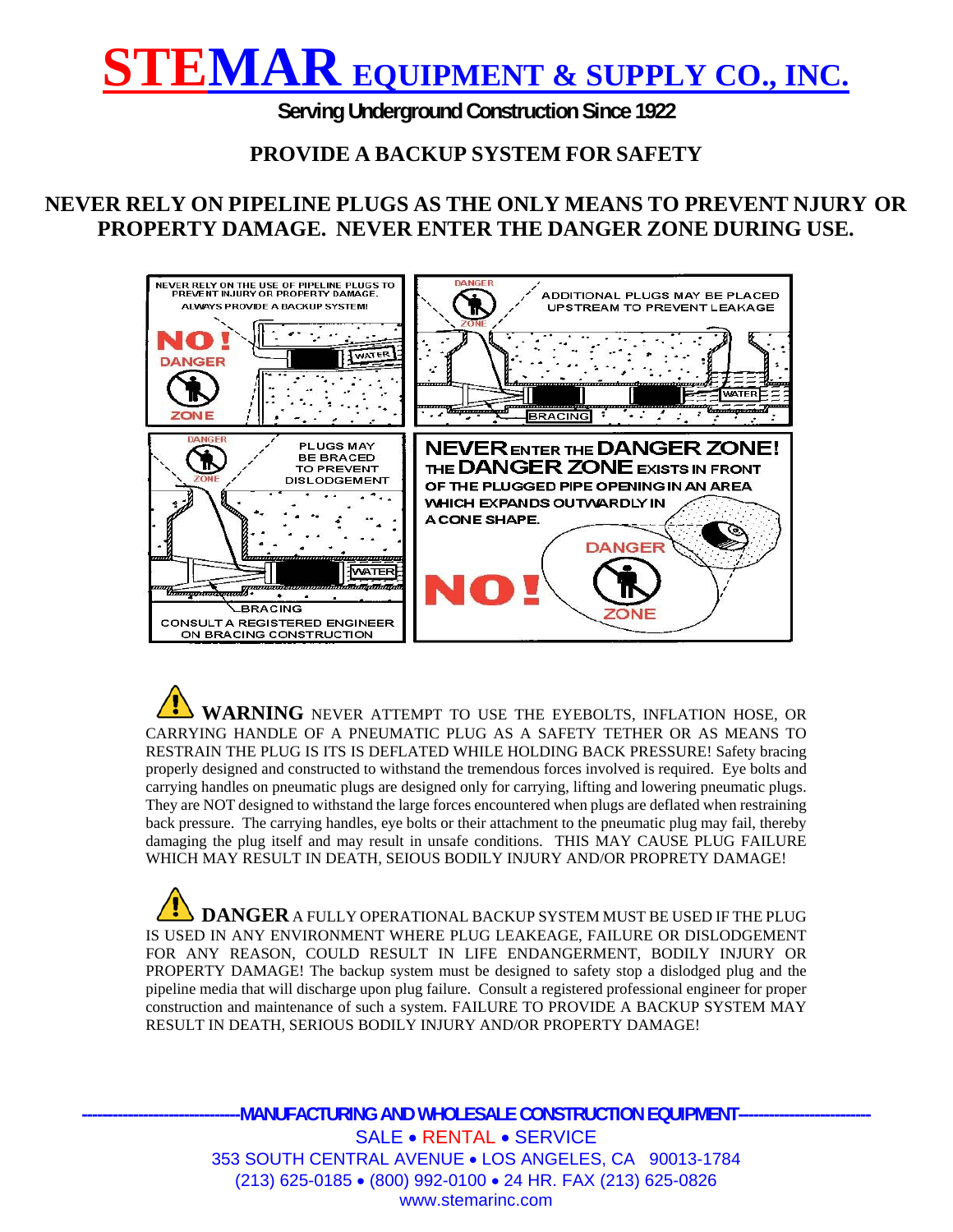# STEMAR EQUIPMENT & SUPPLY CO., INC.

**Serving Underground Construction Since 1922**

## PROVIDE A BACKUP SYSTEM FOR SAFETY

## NEVER RELY ON PIPELINE PLUGS AS THE ONLY MEANS TO PREVENT NJURY OR PROPERTY DAMAGE. NEVER ENTER THE DANGER ZONE DURING USE.

NEVER RELY ON THE USE OF PIPELINE PLUGS TO PREVENT INJURY OR PROPERTY DAMAGE. ALWAYS PROVIDE A BACKUP SYSTEM!

NO! DANGER ZONE

WATER

DANGER ZONE

ADDITIONAL PLUGS MAY BE PLACED UPSTREAM TO PREVENT LEAKAGE

WATER

BRACING

DANGER ZONE

PLUGS MAY BE BRACED TO PREVENT DISLODGEMENT

WATER

BRACING

CONSULT A REGISTERED ENGINEER ON BRACING CONSTRUCTION

**NEVER ENTER THE DANGER ZONE!** THE DANGER ZONE EXISTS IN FRONT OF THE PLUGGED PIPE OPENING IN AN AREA WHICH EXPANDS OUTWARDLY IN A CONE SHAPE.

NO! DANGER ZONE

**WARNING** NEVER ATTEMPT TO USE THE EYEBOLTS, INFLATION HOSE, OR CARRYING HANDLE OF A PNEUMATIC PLUG AS A SAFETY TETHER OR AS MEANS TO RESTRAIN THE PLUG IS ITS IS DEFLATED WHILE HOLDING BACK PRESSURE! Safety bracing properly designed and constructed to withstand the tremendous forces involved is required. Eye bolts and carrying handles on pneumatic plugs are designed only for carrying, lifting and lowering pneumatic plugs. They are NOT designed to withstand the large forces encountered when plugs are deflated when restraining back pressure. The carrying handles, eye bolts or their attachment to the pneumatic plug may fail, thereby damaging the plug itself and may result in unsafe conditions. THIS MAY CAUSE PLUG FAILURE WHICH MAY RESULT IN DEATH, SEIOUS BODILY INJURY AND/OR PROPRETY DAMAGE!

**DANGER** A FULLY OPERATIONAL BACKUP SYSTEM MUST BE USED IF THE PLUG IS USED IN ANY ENVIRONMENT WHERE PLUG LEAKEAGE, FAILURE OR DISLODGEMENT FOR ANY REASON, COULD RESULT IN LIFE ENDANGERMENT, BODILY INJURY OR PROPERTY DAMAGE! The backup system must be designed to safety stop a dislodged plug and the pipeline media that will discharge upon plug failure. Consult a registered professional engineer for proper construction and maintenance of such a system. FAILURE TO PROVIDE A BACKUP SYSTEM MAY RESULT IN DEATH, SERIOUS BODILY INJURY AND/OR PROPERTY DAMAGE!

------------------------------**MANUFACTURING AND WHOLESALE CONSTRUCTION EQUIPMENT**------------------------------

SALE • RENTAL • SERVICE

353 SOUTH CENTRAL AVENUE • LOS ANGELES, CA 90013-1784

(213) 625-0185 • (800) 992-0100 • 24 HR. FAX (213) 625-0826

www.stemarinc.com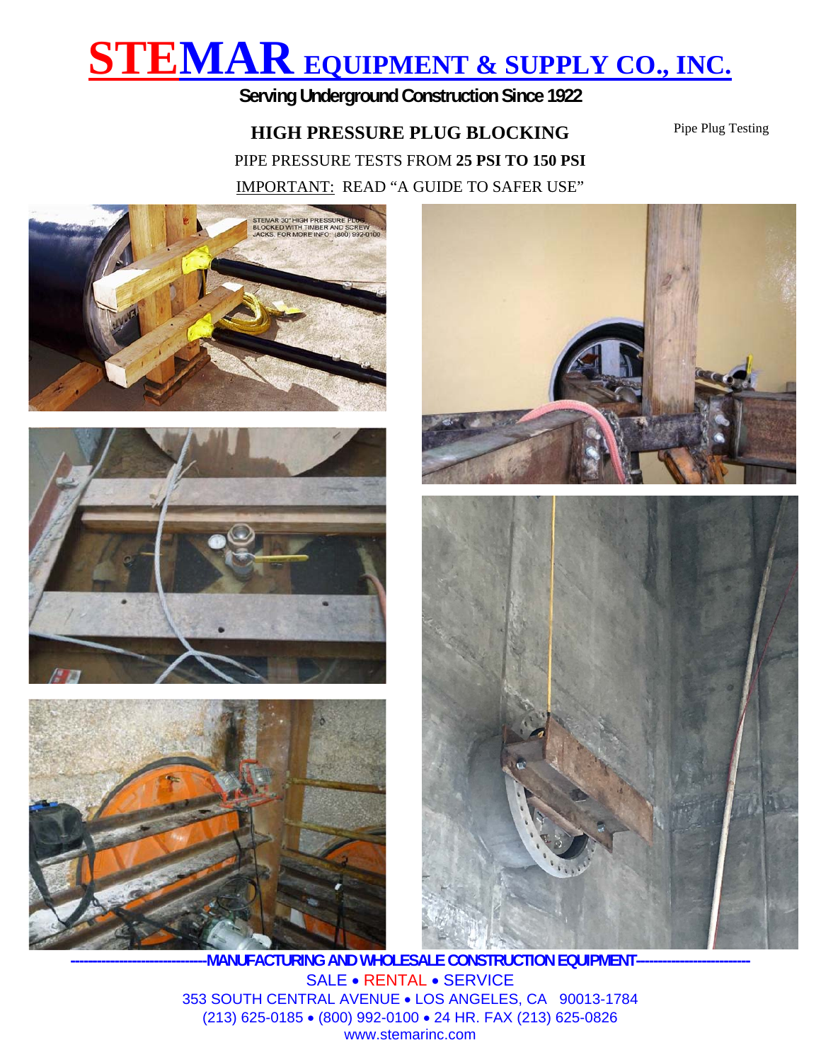# STEMAR EQUIPMENT & SUPPLY CO., INC.

**Serving Underground Construction Since 1922**

Pipe Plug Testing

## HIGH PRESSURE PLUG BLOCKING

PIPE PRESSURE TESTS FROM **25 PSI TO 150 PSI**

IMPORTANT: READ "A GUIDE TO SAFER USE"

STEMAR 30" HIGH PRESSURE PLUG BLOCKED WITH TIMBER AND SCREW JACKS. FOR MORE INFO: (800) 992-0100

------------------------------MANUFACTURING AND WHOLESALE CONSTRUCTION EQUIPMENT------------------------------

SALE • RENTAL • SERVICE

353 SOUTH CENTRAL AVENUE • LOS ANGELES, CA 90013-1784

(213) 625-0185 • (800) 992-0100 • 24 HR. FAX (213) 625-0826

www.stemarinc.com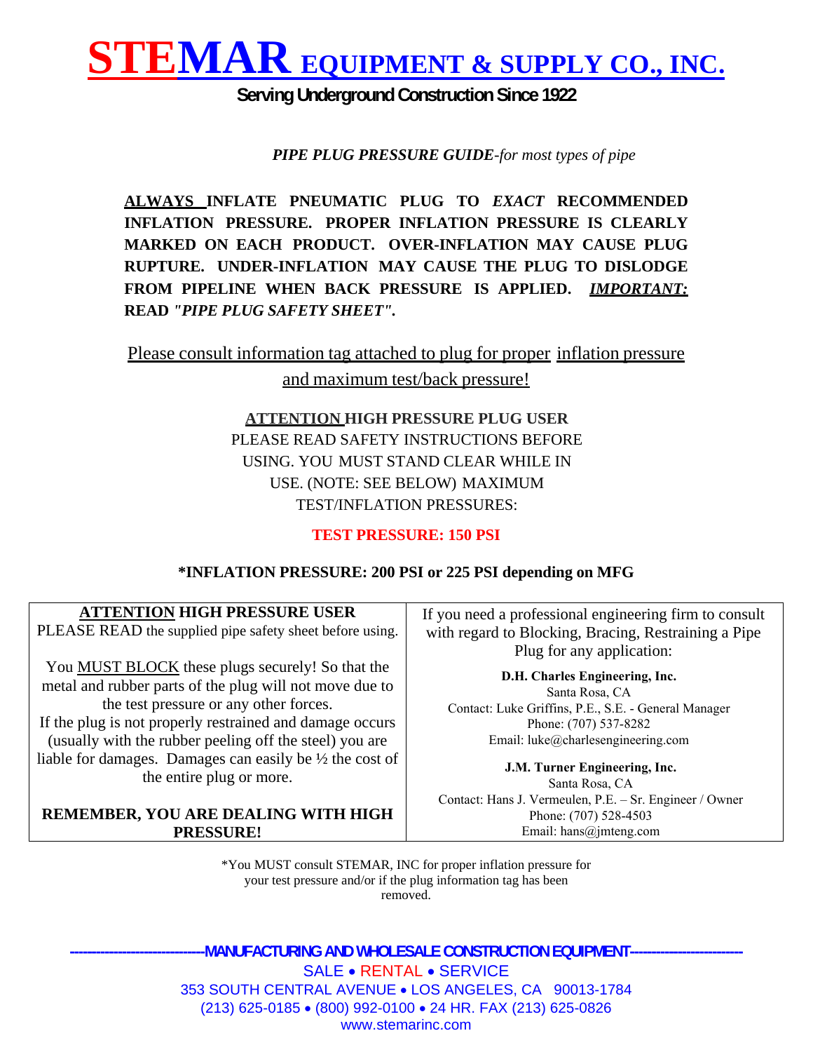# STEMAR EQUIPMENT & SUPPLY CO., INC.

**Serving Underground Construction Since 1922**

***PIPE PLUG PRESSURE GUIDE****-for most types of pipe*

**ALWAYS INFLATE PNEUMATIC PLUG TO *EXACT* RECOMMENDED INFLATION PRESSURE. PROPER INFLATION PRESSURE IS CLEARLY MARKED ON EACH PRODUCT. OVER-INFLATION MAY CAUSE PLUG RUPTURE. UNDER-INFLATION MAY CAUSE THE PLUG TO DISLODGE FROM PIPELINE WHEN BACK PRESSURE IS APPLIED. *IMPORTANT:* READ *"PIPE PLUG SAFETY SHEET"*.**

Please consult information tag attached to plug for proper inflation pressure and maximum test/back pressure!

**ATTENTION HIGH PRESSURE PLUG USER**
PLEASE READ SAFETY INSTRUCTIONS BEFORE USING. YOU MUST STAND CLEAR WHILE IN USE. (NOTE: SEE BELOW) MAXIMUM TEST/INFLATION PRESSURES:

**TEST PRESSURE: 150 PSI**

**\*INFLATION PRESSURE: 200 PSI or 225 PSI depending on MFG**

| **ATTENTION HIGH PRESSURE USER**<br>PLEASE READ the supplied pipe safety sheet before using.<br><br>You MUST BLOCK these plugs securely! So that the metal and rubber parts of the plug will not move due to the test pressure or any other forces.<br>If the plug is not properly restrained and damage occurs (usually with the rubber peeling off the steel) you are liable for damages. Damages can easily be ½ the cost of the entire plug or more.<br><br>**REMEMBER, YOU ARE DEALING WITH HIGH PRESSURE!** | If you need a professional engineering firm to consult with regard to Blocking, Bracing, Restraining a Pipe Plug for any application:<br><br>**D.H. Charles Engineering, Inc.**<br>Santa Rosa, CA<br>Contact: Luke Griffins, P.E., S.E. - General Manager<br>Phone: (707) 537-8282<br>Email: luke@charlesengineering.com<br><br>**J.M. Turner Engineering, Inc.**<br>Santa Rosa, CA<br>Contact: Hans J. Vermeulen, P.E. – Sr. Engineer / Owner<br>Phone: (707) 528-4503<br>Email: hans@jmteng.com |
|---|---|

\*You MUST consult STEMAR, INC for proper inflation pressure for your test pressure and/or if the plug information tag has been removed.

**MANUFACTURING AND WHOLESALE CONSTRUCTION EQUIPMENT**

SALE • RENTAL • SERVICE
353 SOUTH CENTRAL AVENUE • LOS ANGELES, CA 90013-1784
(213) 625-0185 • (800) 992-0100 • 24 HR. FAX (213) 625-0826
www.stemarinc.com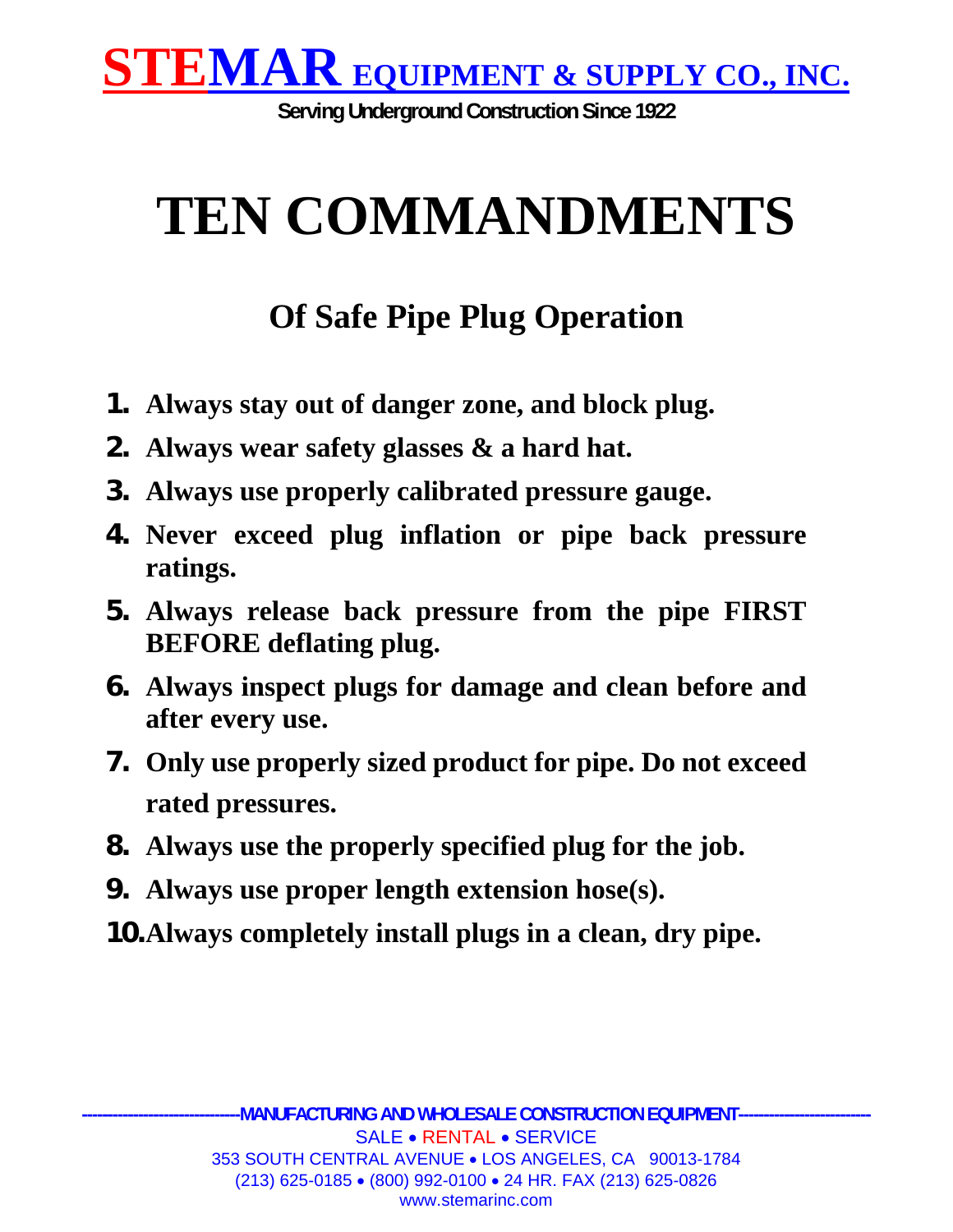**STEMAR EQUIPMENT & SUPPLY CO., INC.**

**Serving Underground Construction Since 1922**

# TEN COMMANDMENTS

## Of Safe Pipe Plug Operation

1. **Always stay out of danger zone, and block plug.**
2. **Always wear safety glasses & a hard hat.**
3. **Always use properly calibrated pressure gauge.**
4. **Never exceed plug inflation or pipe back pressure ratings.**
5. **Always release back pressure from the pipe FIRST BEFORE deflating plug.**
6. **Always inspect plugs for damage and clean before and after every use.**
7. **Only use properly sized product for pipe. Do not exceed rated pressures.**
8. **Always use the properly specified plug for the job.**
9. **Always use proper length extension hose(s).**
10. **Always completely install plugs in a clean, dry pipe.**

---

**MANUFACTURING AND WHOLESALE CONSTRUCTION EQUIPMENT**

SALE • RENTAL • SERVICE

353 SOUTH CENTRAL AVENUE • LOS ANGELES, CA 90013-1784

(213) 625-0185 • (800) 992-0100 • 24 HR. FAX (213) 625-0826

www.stemarinc.com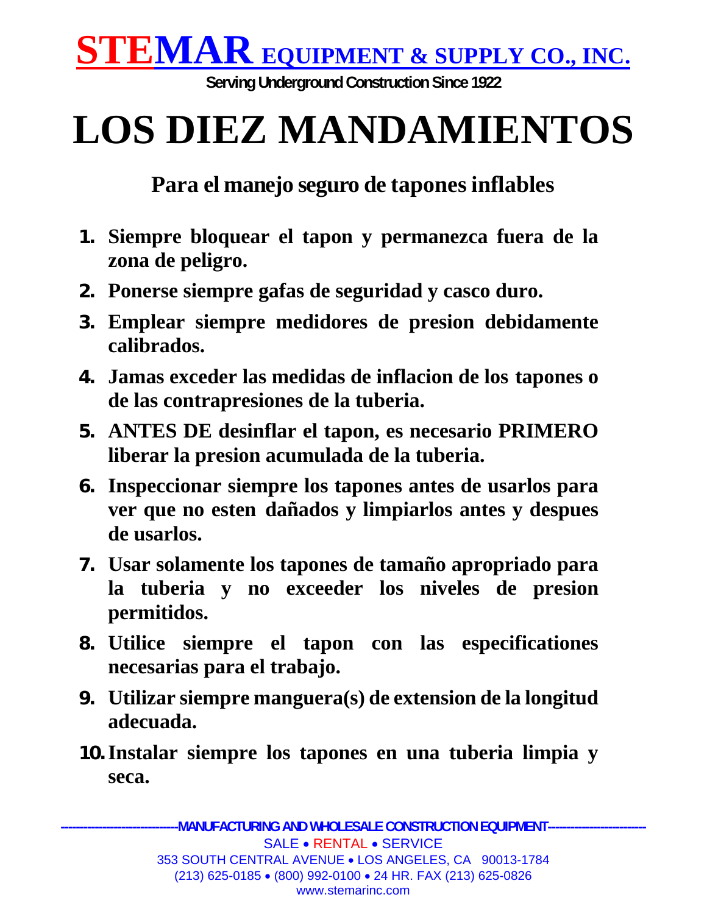# STEMAR EQUIPMENT & SUPPLY CO., INC.

**Serving Underground Construction Since 1922**

# LOS DIEZ MANDAMIENTOS

## Para el manejo seguro de tapones inflables

1. **Siempre bloquear el tapon y permanezca fuera de la zona de peligro.**
2. **Ponerse siempre gafas de seguridad y casco duro.**
3. **Emplear siempre medidores de presion debidamente calibrados.**
4. **Jamas exceder las medidas de inflacion de los tapones o de las contrapresiones de la tuberia.**
5. **ANTES DE desinflar el tapon, es necesario PRIMERO liberar la presion acumulada de la tuberia.**
6. **Inspeccionar siempre los tapones antes de usarlos para ver que no esten dañados y limpiarlos antes y despues de usarlos.**
7. **Usar solamente los tapones de tamaño apropriado para la tuberia y no exceeder los niveles de presion permitidos.**
8. **Utilice siempre el tapon con las especificationes necesarias para el trabajo.**
9. **Utilizar siempre manguera(s) de extension de la longitud adecuada.**
10. **Instalar siempre los tapones en una tuberia limpia y seca.**

---

**MANUFACTURING AND WHOLESALE CONSTRUCTION EQUIPMENT**

SALE • RENTAL • SERVICE

353 SOUTH CENTRAL AVENUE • LOS ANGELES, CA 90013-1784

(213) 625-0185 • (800) 992-0100 • 24 HR. FAX (213) 625-0826

www.stemarinc.com